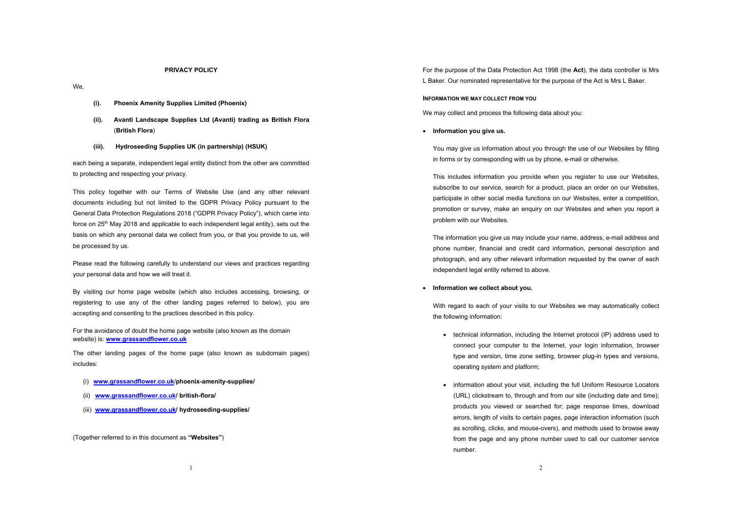# PRIVACY POLICY

We,

**(i). Phoenix Amenity Supplies Limited (Phoenix)**

**(ii). Avanti Landscape Supplies Ltd (Avanti) trading as British Flora** (**British Flora**)

**(iii). Hydroseeding Supplies UK (in partnership) (HSUK)**

each being a separate, independent legal entity distinct from the other are committed to protecting and respecting your privacy.

This policy together with our Terms of Website Use (and any other relevant documents including but not limited to the GDPR Privacy Policy pursuant to the General Data Protection Regulations 2018 ("GDPR Privacy Policy"), which came into force on 25th May 2018 and applicable to each independent legal entity), sets out the basis on which any personal data we collect from you, or that you provide to us, will be processed by us.

Please read the following carefully to understand our views and practices regarding your personal data and how we will treat it.

By visiting our home page website (which also includes accessing, browsing, or registering to use any of the other landing pages referred to below), you are accepting and consenting to the practices described in this policy.

For the avoidance of doubt the home page website (also known as the domain website) is: **www.grassandflower.co.uk**

The other landing pages of the home page (also known as subdomain pages) includes:

(i) **www.grassandflower.co.uk/phoenix-amenity-supplies/**

(ii) **www.grassandflower.co.uk/ british-flora/**

(iii) **www.grassandflower.co.uk/ hydroseeding-supplies/**

(Together referred to in this document as **"Websites"**)

For the purpose of the Data Protection Act 1998 (the **Act**), the data controller is Mrs L Baker. Our nominated representative for the purpose of the Act is Mrs L Baker.

## INFORMATION WE MAY COLLECT FROM YOU

We may collect and process the following data about you:

- **Information you give us.**

  You may give us information about you through the use of our Websites by filling in forms or by corresponding with us by phone, e-mail or otherwise.

  This includes information you provide when you register to use our Websites, subscribe to our service, search for a product, place an order on our Websites, participate in other social media functions on our Websites, enter a competition, promotion or survey, make an enquiry on our Websites and when you report a problem with our Websites.

  The information you give us may include your name, address, e-mail address and phone number, financial and credit card information, personal description and photograph, and any other relevant information requested by the owner of each independent legal entity referred to above.

- **Information we collect about you.**

  With regard to each of your visits to our Websites we may automatically collect the following information:

  - technical information, including the Internet protocol (IP) address used to connect your computer to the Internet, your login information, browser type and version, time zone setting, browser plug-in types and versions, operating system and platform;

  - information about your visit, including the full Uniform Resource Locators (URL) clickstream to, through and from our site (including date and time); products you viewed or searched for; page response times, download errors, length of visits to certain pages, page interaction information (such as scrolling, clicks, and mouse-overs), and methods used to browse away from the page and any phone number used to call our customer service number.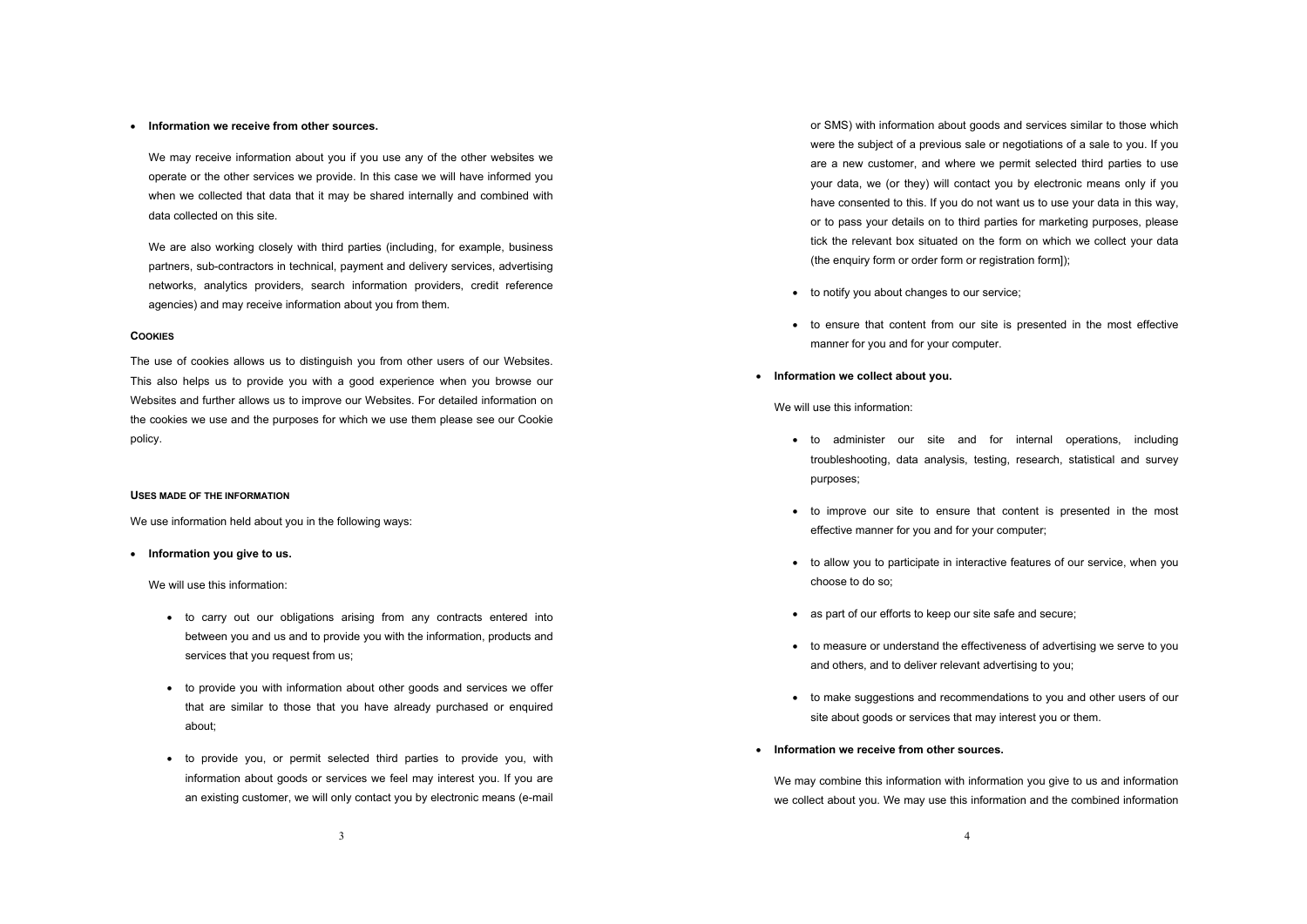- **Information we receive from other sources.**

  We may receive information about you if you use any of the other websites we operate or the other services we provide. In this case we will have informed you when we collected that data that it may be shared internally and combined with data collected on this site.

  We are also working closely with third parties (including, for example, business partners, sub-contractors in technical, payment and delivery services, advertising networks, analytics providers, search information providers, credit reference agencies) and may receive information about you from them.

#### COOKIES

The use of cookies allows us to distinguish you from other users of our Websites. This also helps us to provide you with a good experience when you browse our Websites and further allows us to improve our Websites. For detailed information on the cookies we use and the purposes for which we use them please see our Cookie policy.

#### USES MADE OF THE INFORMATION

We use information held about you in the following ways:

- **Information you give to us.**

  We will use this information:

  - to carry out our obligations arising from any contracts entered into between you and us and to provide you with the information, products and services that you request from us;

  - to provide you with information about other goods and services we offer that are similar to those that you have already purchased or enquired about;

  - to provide you, or permit selected third parties to provide you, with information about goods or services we feel may interest you. If you are an existing customer, we will only contact you by electronic means (e-mail or SMS) with information about goods and services similar to those which were the subject of a previous sale or negotiations of a sale to you. If you are a new customer, and where we permit selected third parties to use your data, we (or they) will contact you by electronic means only if you have consented to this. If you do not want us to use your data in this way, or to pass your details on to third parties for marketing purposes, please tick the relevant box situated on the form on which we collect your data (the enquiry form or order form or registration form]);

  - to notify you about changes to our service;

  - to ensure that content from our site is presented in the most effective manner for you and for your computer.

- **Information we collect about you.**

  We will use this information:

  - to administer our site and for internal operations, including troubleshooting, data analysis, testing, research, statistical and survey purposes;

  - to improve our site to ensure that content is presented in the most effective manner for you and for your computer;

  - to allow you to participate in interactive features of our service, when you choose to do so;

  - as part of our efforts to keep our site safe and secure;

  - to measure or understand the effectiveness of advertising we serve to you and others, and to deliver relevant advertising to you;

  - to make suggestions and recommendations to you and other users of our site about goods or services that may interest you or them.

- **Information we receive from other sources.**

  We may combine this information with information you give to us and information we collect about you. We may use this information and the combined information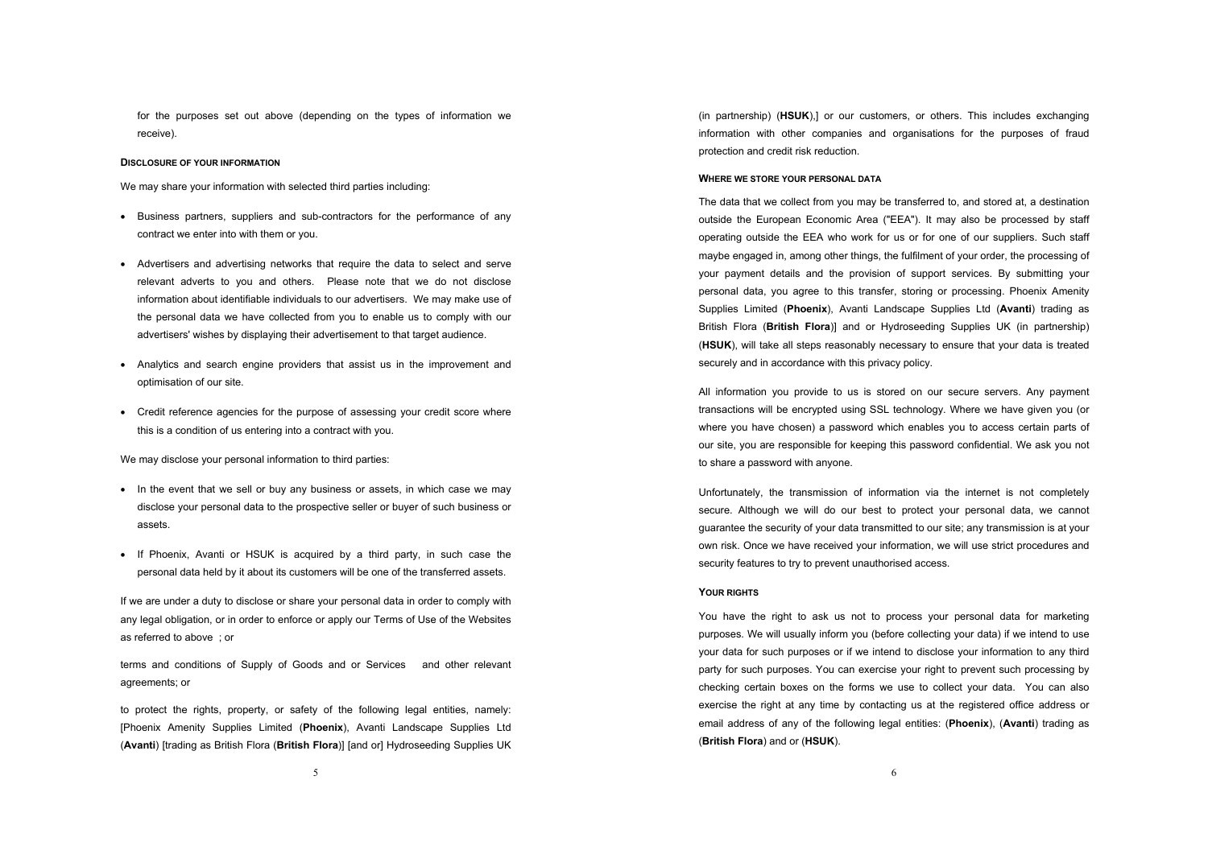for the purposes set out above (depending on the types of information we receive).

#### DISCLOSURE OF YOUR INFORMATION

We may share your information with selected third parties including:

- Business partners, suppliers and sub-contractors for the performance of any contract we enter into with them or you.
- Advertisers and advertising networks that require the data to select and serve relevant adverts to you and others. Please note that we do not disclose information about identifiable individuals to our advertisers. We may make use of the personal data we have collected from you to enable us to comply with our advertisers' wishes by displaying their advertisement to that target audience.
- Analytics and search engine providers that assist us in the improvement and optimisation of our site.
- Credit reference agencies for the purpose of assessing your credit score where this is a condition of us entering into a contract with you.

We may disclose your personal information to third parties:

- In the event that we sell or buy any business or assets, in which case we may disclose your personal data to the prospective seller or buyer of such business or assets.
- If Phoenix, Avanti or HSUK is acquired by a third party, in such case the personal data held by it about its customers will be one of the transferred assets.

If we are under a duty to disclose or share your personal data in order to comply with any legal obligation, or in order to enforce or apply our Terms of Use of the Websites as referred to above ; or

terms and conditions of Supply of Goods and or Services and other relevant agreements; or

to protect the rights, property, or safety of the following legal entities, namely: [Phoenix Amenity Supplies Limited (**Phoenix**), Avanti Landscape Supplies Ltd (**Avanti**) [trading as British Flora (**British Flora**)] [and or] Hydroseeding Supplies UK (in partnership) (**HSUK**),] or our customers, or others. This includes exchanging information with other companies and organisations for the purposes of fraud protection and credit risk reduction.

#### WHERE WE STORE YOUR PERSONAL DATA

The data that we collect from you may be transferred to, and stored at, a destination outside the European Economic Area ("EEA"). It may also be processed by staff operating outside the EEA who work for us or for one of our suppliers. Such staff maybe engaged in, among other things, the fulfilment of your order, the processing of your payment details and the provision of support services. By submitting your personal data, you agree to this transfer, storing or processing. Phoenix Amenity Supplies Limited (**Phoenix**), Avanti Landscape Supplies Ltd (**Avanti**) trading as British Flora (**British Flora**)] and or Hydroseeding Supplies UK (in partnership) (**HSUK**), will take all steps reasonably necessary to ensure that your data is treated securely and in accordance with this privacy policy.

All information you provide to us is stored on our secure servers. Any payment transactions will be encrypted using SSL technology. Where we have given you (or where you have chosen) a password which enables you to access certain parts of our site, you are responsible for keeping this password confidential. We ask you not to share a password with anyone.

Unfortunately, the transmission of information via the internet is not completely secure. Although we will do our best to protect your personal data, we cannot guarantee the security of your data transmitted to our site; any transmission is at your own risk. Once we have received your information, we will use strict procedures and security features to try to prevent unauthorised access.

#### YOUR RIGHTS

You have the right to ask us not to process your personal data for marketing purposes. We will usually inform you (before collecting your data) if we intend to use your data for such purposes or if we intend to disclose your information to any third party for such purposes. You can exercise your right to prevent such processing by checking certain boxes on the forms we use to collect your data. You can also exercise the right at any time by contacting us at the registered office address or email address of any of the following legal entities: (**Phoenix**), (**Avanti**) trading as (**British Flora**) and or (**HSUK**).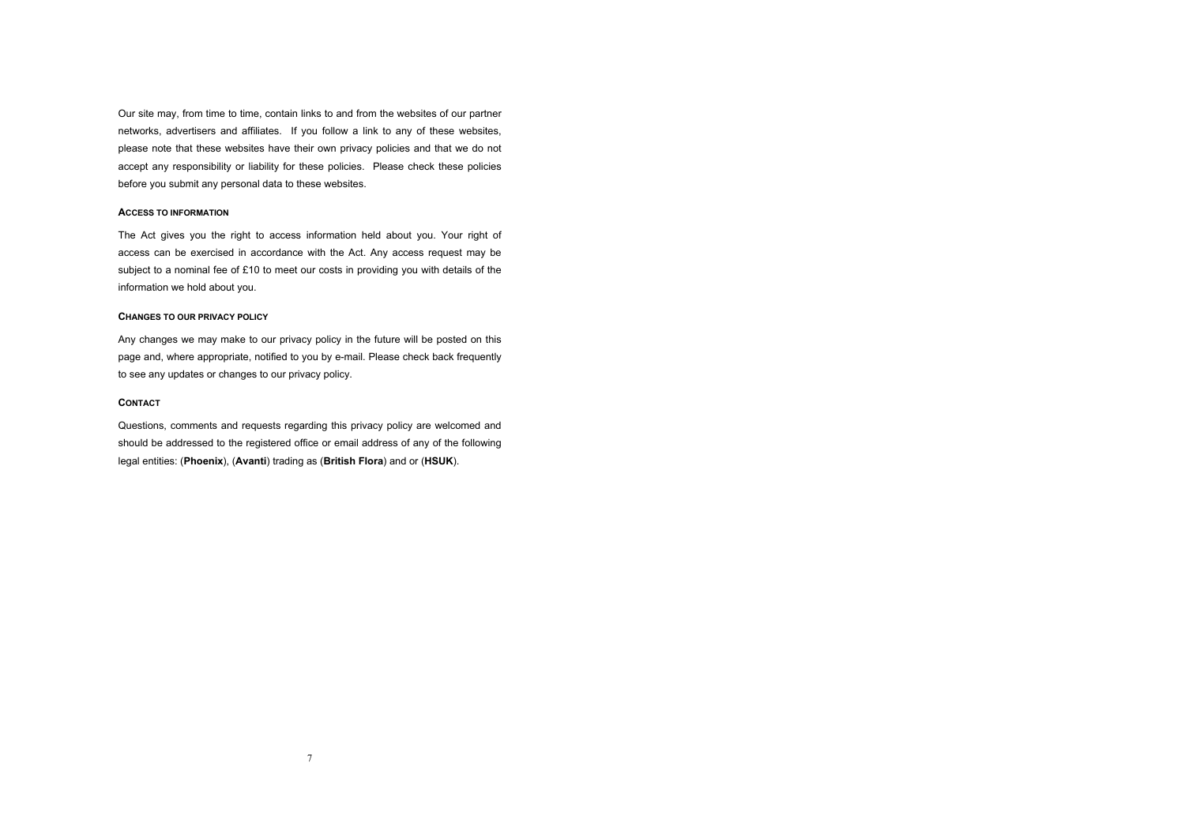Our site may, from time to time, contain links to and from the websites of our partner networks, advertisers and affiliates. If you follow a link to any of these websites, please note that these websites have their own privacy policies and that we do not accept any responsibility or liability for these policies. Please check these policies before you submit any personal data to these websites.

### ACCESS TO INFORMATION

The Act gives you the right to access information held about you. Your right of access can be exercised in accordance with the Act. Any access request may be subject to a nominal fee of £10 to meet our costs in providing you with details of the information we hold about you.

### CHANGES TO OUR PRIVACY POLICY

Any changes we may make to our privacy policy in the future will be posted on this page and, where appropriate, notified to you by e-mail. Please check back frequently to see any updates or changes to our privacy policy.

### CONTACT

Questions, comments and requests regarding this privacy policy are welcomed and should be addressed to the registered office or email address of any of the following legal entities: (**Phoenix**), (**Avanti**) trading as (**British Flora**) and or (**HSUK**).